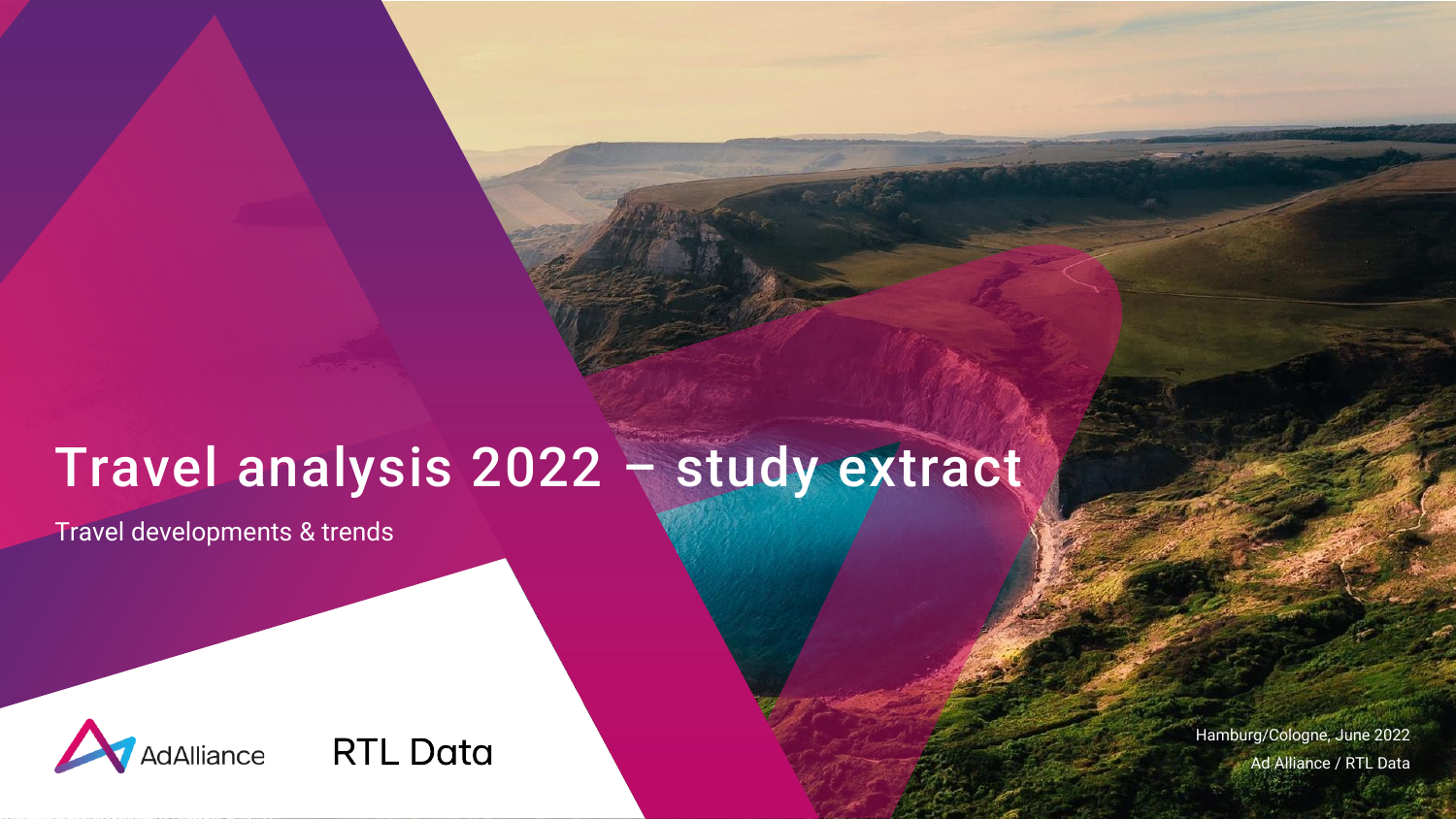# Travel analysis 2022 – study extract

Travel developments & trends

AdAlliance

RTL Data

Hamburg/Cologne, June 2022
Ad Alliance / RTL Data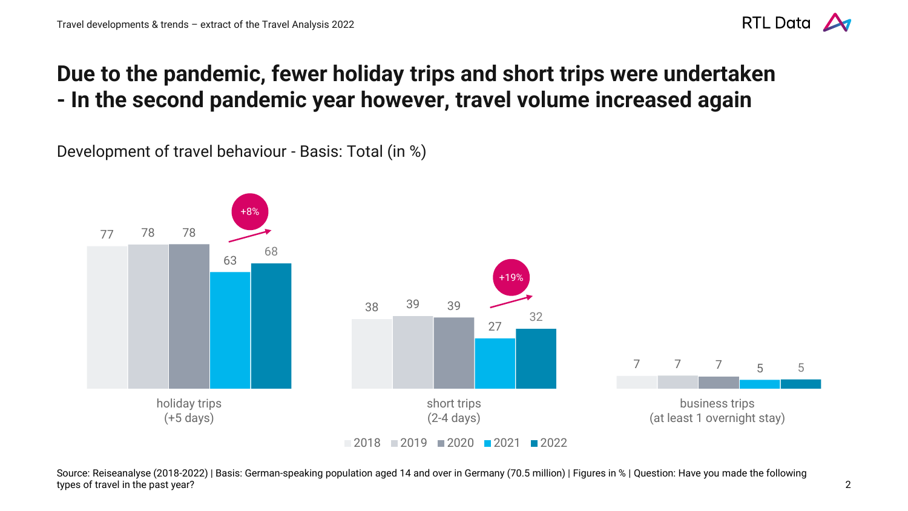# Due to the pandemic, fewer holiday trips and short trips were undertaken - In the second pandemic year however, travel volume increased again

Development of travel behaviour - Basis: Total (in %)

| | 2018 | 2019 | 2020 | 2021 | 2022 |
|---|---|---|---|---|---|
| holiday trips (+5 days) | 77 | 78 | 78 | 63 | 68 |
| short trips (2-4 days) | 38 | 39 | 39 | 27 | 32 |
| business trips (at least 1 overnight stay) | 7 | 7 | 7 | 5 | 5 |

Holiday trips 2021 → 2022: +8%

Short trips 2021 → 2022: +19%

Source: Reiseanalyse (2018-2022) | Basis: German-speaking population aged 14 and over in Germany (70.5 million) | Figures in % | Question: Have you made the following types of travel in the past year?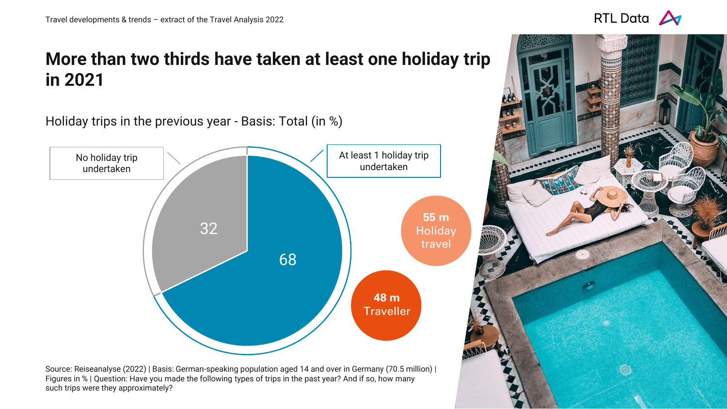# More than two thirds have taken at least one holiday trip in 2021

Holiday trips in the previous year - Basis: Total (in %)

| Category | % |
|---|---|
| No holiday trip undertaken | 32 |
| At least 1 holiday trip undertaken | 68 |

**55 m** Holiday travel

**48 m** Traveller

Source: Reiseanalyse (2022) | Basis: German-speaking population aged 14 and over in Germany (70.5 million) | Figures in % | Question: Have you made the following types of trips in the past year? And if so, how many such trips were they approximately?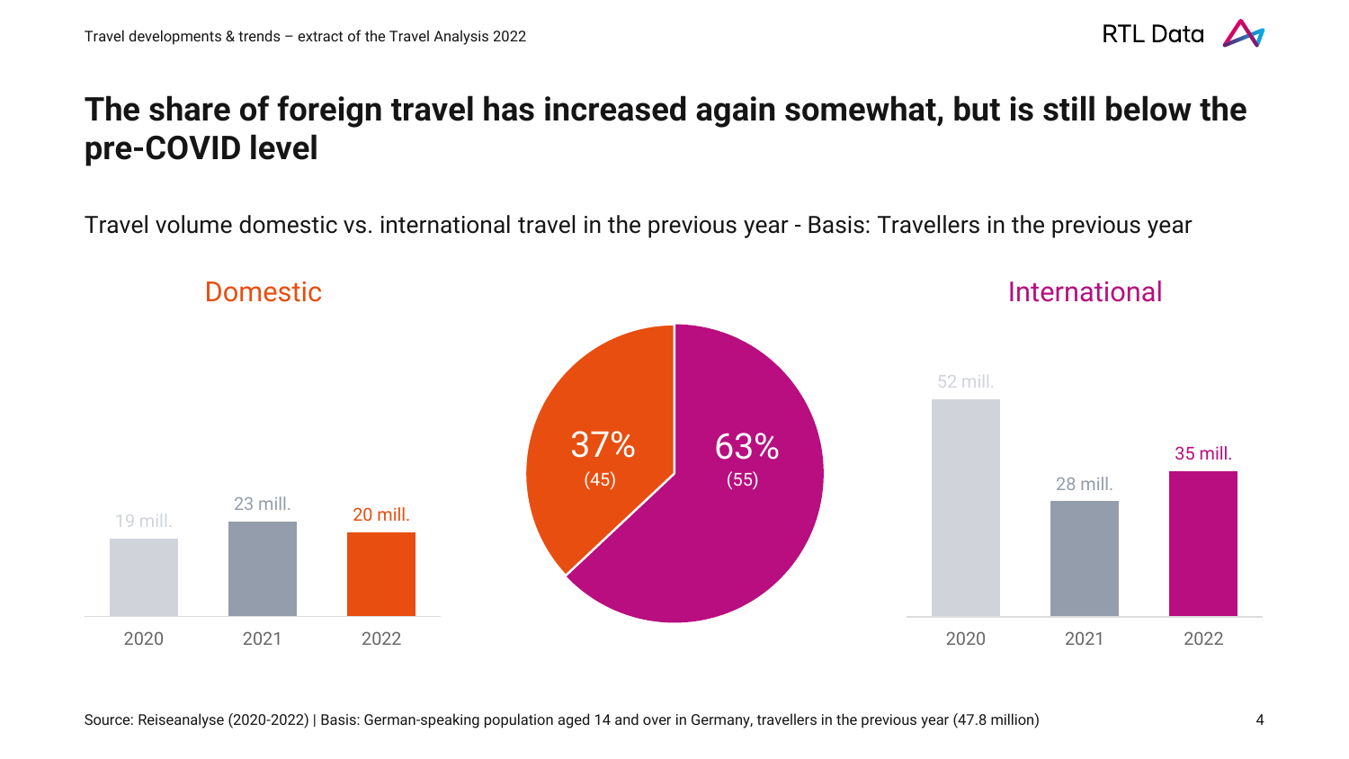# The share of foreign travel has increased again somewhat, but is still below the pre-COVID level

Travel volume domestic vs. international travel in the previous year - Basis: Travellers in the previous year

| | Domestic | International |
|---|---|---|
| 2020 | 19 mill. | 52 mill. |
| 2021 | 23 mill. | 28 mill. |
| 2022 | 20 mill. | 35 mill. |

| Domestic | International |
|---|---|
| 37% (45) | 63% (55) |

Source: Reiseanalyse (2020-2022) | Basis: German-speaking population aged 14 and over in Germany, travellers in the previous year (47.8 million)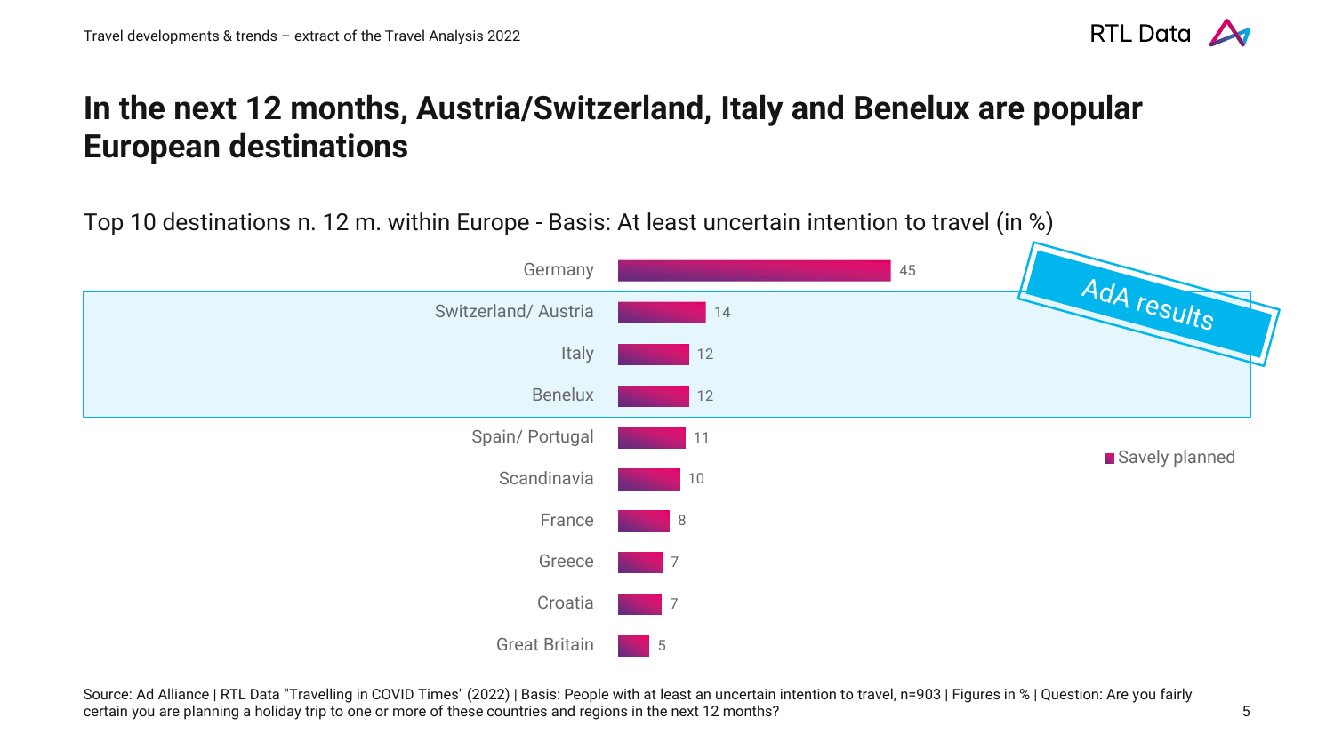# In the next 12 months, Austria/Switzerland, Italy and Benelux are popular European destinations

Top 10 destinations n. 12 m. within Europe - Basis: At least uncertain intention to travel (in %)

AdA results

| Destination | Savely planned |
|---|---|
| Germany | 45 |
| Switzerland/ Austria | 14 |
| Italy | 12 |
| Benelux | 12 |
| Spain/ Portugal | 11 |
| Scandinavia | 10 |
| France | 8 |
| Greece | 7 |
| Croatia | 7 |
| Great Britain | 5 |

Source: Ad Alliance | RTL Data "Travelling in COVID Times" (2022) | Basis: People with at least an uncertain intention to travel, n=903 | Figures in % | Question: Are you fairly certain you are planning a holiday trip to one or more of these countries and regions in the next 12 months?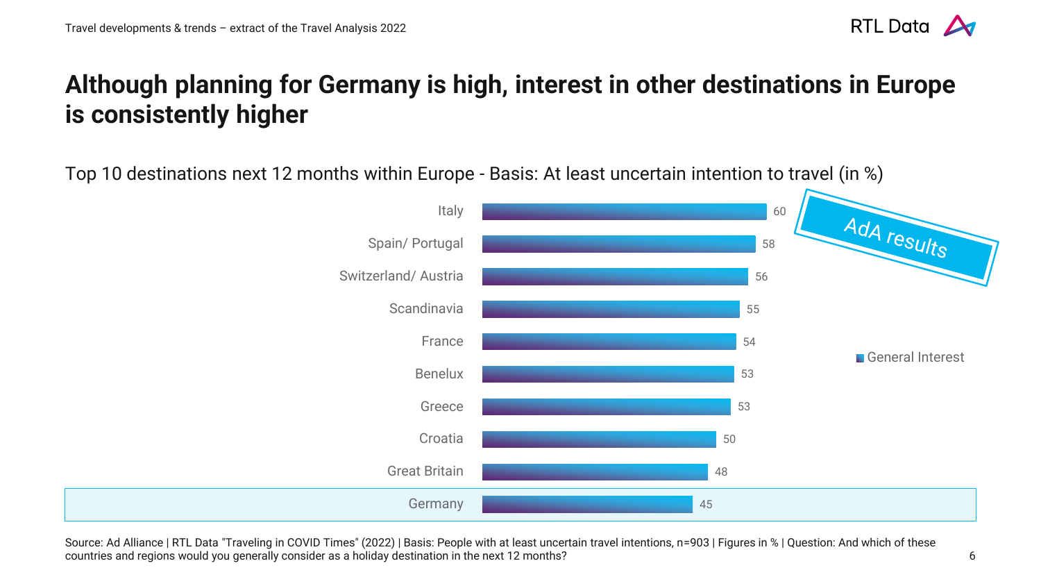# Although planning for Germany is high, interest in other destinations in Europe is consistently higher

Top 10 destinations next 12 months within Europe - Basis: At least uncertain intention to travel (in %)

AdA results

| Destination | General Interest |
|---|---|
| Italy | 60 |
| Spain/ Portugal | 58 |
| Switzerland/ Austria | 56 |
| Scandinavia | 55 |
| France | 54 |
| Benelux | 53 |
| Greece | 53 |
| Croatia | 50 |
| Great Britain | 48 |
| Germany | 45 |

Source: Ad Alliance | RTL Data "Traveling in COVID Times" (2022) | Basis: People with at least uncertain travel intentions, n=903 | Figures in % | Question: And which of these countries and regions would you generally consider as a holiday destination in the next 12 months?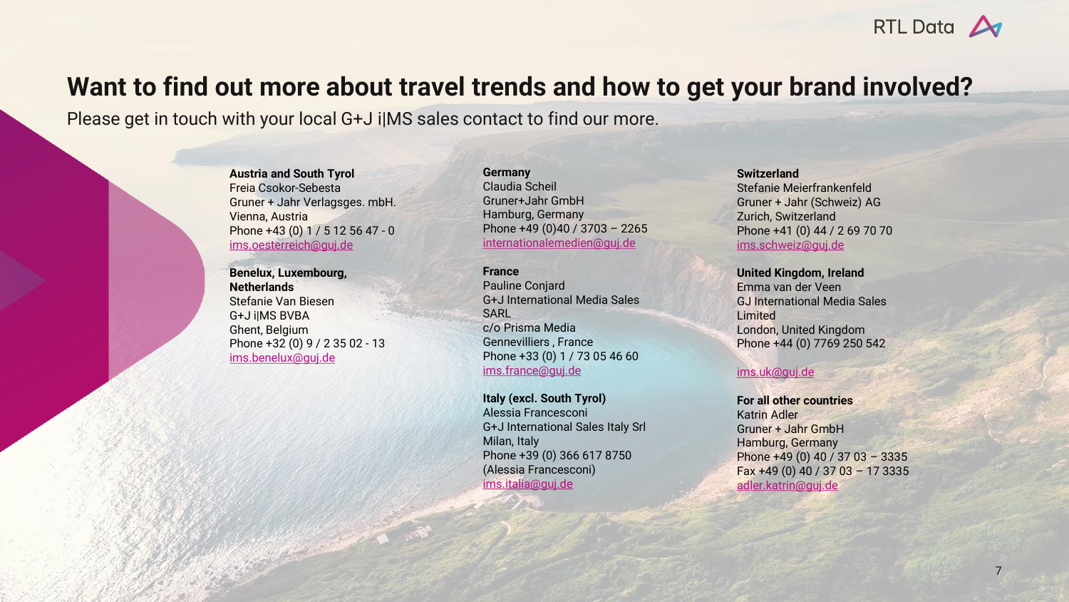# Want to find out more about travel trends and how to get your brand involved?

Please get in touch with your local G+J i|MS sales contact to find our more.

**Austria and South Tyrol**
Freia Csokor-Sebesta
Gruner + Jahr Verlagsges. mbH.
Vienna, Austria
Phone +43 (0) 1 / 5 12 56 47 - 0
ims.oesterreich@guj.de

**Benelux, Luxembourg, Netherlands**
Stefanie Van Biesen
G+J i|MS BVBA
Ghent, Belgium
Phone +32 (0) 9 / 2 35 02 - 13
ims.benelux@guj.de

**Germany**
Claudia Scheil
Gruner+Jahr GmbH
Hamburg, Germany
Phone +49 (0)40 / 3703 – 2265
internationalemedien@guj.de

**France**
Pauline Conjard
G+J International Media Sales SARL
c/o Prisma Media
Gennevilliers , France
Phone +33 (0) 1 / 73 05 46 60
ims.france@guj.de

**Italy (excl. South Tyrol)**
Alessia Francesconi
G+J International Sales Italy Srl
Milan, Italy
Phone +39 (0) 366 617 8750
(Alessia Francesconi)
ims.italia@guj.de

**Switzerland**
Stefanie Meierfrankenfeld
Gruner + Jahr (Schweiz) AG
Zurich, Switzerland
Phone +41 (0) 44 / 2 69 70 70
ims.schweiz@guj.de

**United Kingdom, Ireland**
Emma van der Veen
GJ International Media Sales Limited
London, United Kingdom
Phone +44 (0) 7769 250 542

ims.uk@guj.de

**For all other countries**
Katrin Adler
Gruner + Jahr GmbH
Hamburg, Germany
Phone +49 (0) 40 / 37 03 – 3335
Fax +49 (0) 40 / 37 03 – 17 3335
adler.katrin@guj.de